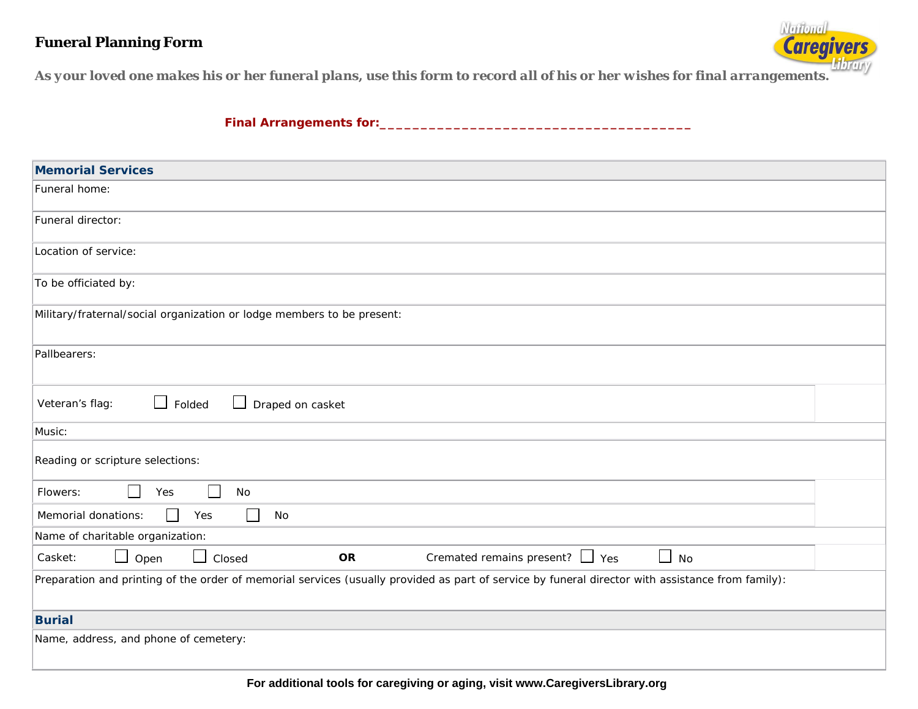# Funeral Planning Form

**As your loved one makes his or her funeral plans, use this form to record all of his or her wishes for final arrangements.**

**Final Arrangements for:**_______________________________________

| **Memorial Services** |
|---|
| Funeral home: |
| Funeral director: |
| Location of service: |
| To be officiated by: |
| Military/fraternal/social organization or lodge members to be present: |
| Pallbearers: |
| Veteran's flag: ☐ Folded ☐ Draped on casket |
| Music: |
| Reading or scripture selections: |
| Flowers: ☐ Yes ☐ No |
| Memorial donations: ☐ Yes ☐ No |
| Name of charitable organization: |
| Casket: ☐ Open ☐ Closed **OR** Cremated remains present? ☐ Yes ☐ No |
| Preparation and printing of the order of memorial services (usually provided as part of service by funeral director with assistance from family): |
| **Burial** |
| Name, address, and phone of cemetery: |

**For additional tools for caregiving or aging, visit www.CaregiversLibrary.org**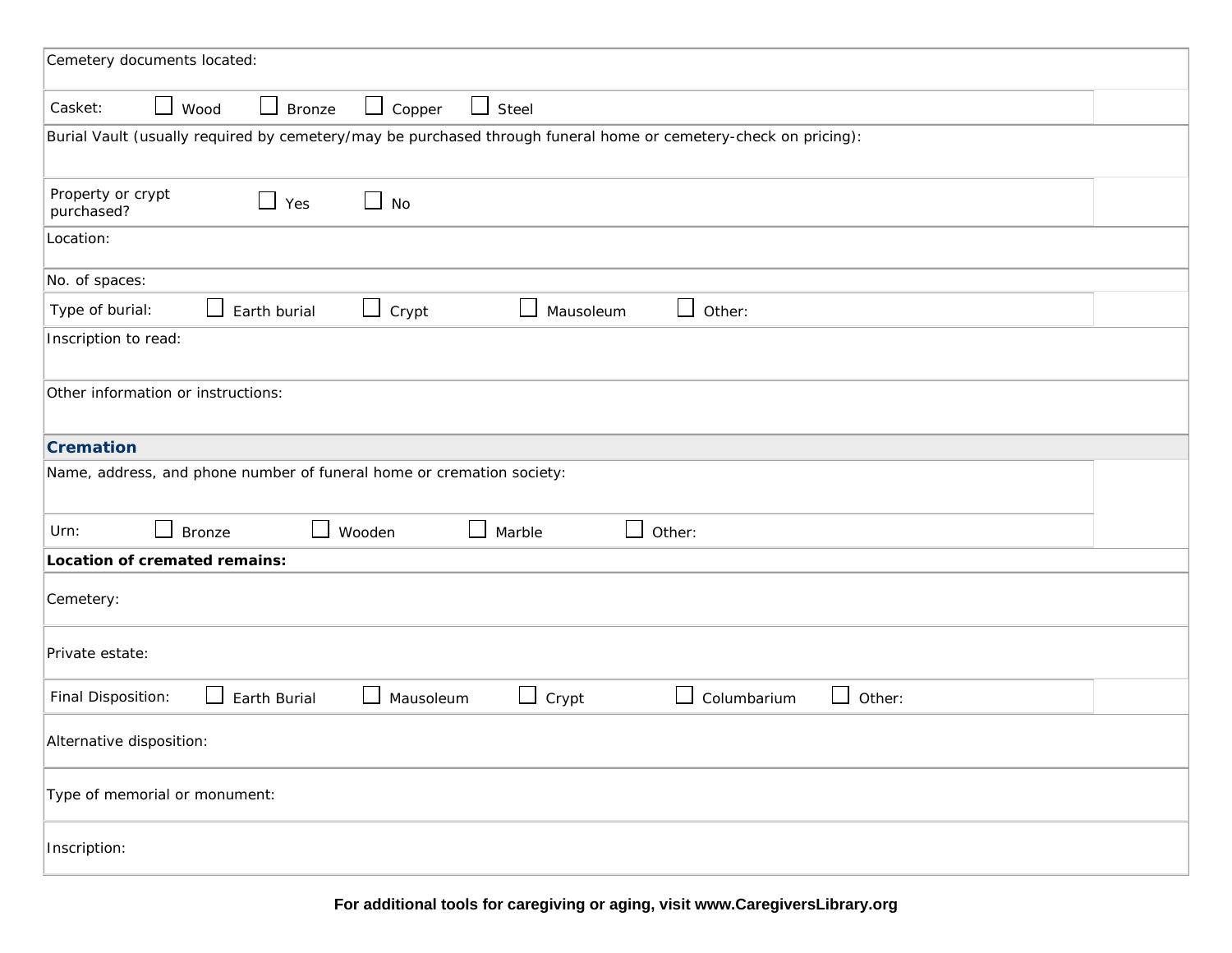Cemetery documents located:

Casket: ☐ Wood ☐ Bronze ☐ Copper ☐ Steel

Burial Vault (usually required by cemetery/may be purchased through funeral home or cemetery-check on pricing):

Property or crypt purchased? ☐ Yes ☐ No

Location:

No. of spaces:

Type of burial: ☐ Earth burial ☐ Crypt ☐ Mausoleum ☐ Other:

Inscription to read:

Other information or instructions:

## Cremation

Name, address, and phone number of funeral home or cremation society:

Urn: ☐ Bronze ☐ Wooden ☐ Marble ☐ Other:

**Location of cremated remains:**

Cemetery:

Private estate:

Final Disposition: ☐ Earth Burial ☐ Mausoleum ☐ Crypt ☐ Columbarium ☐ Other:

Alternative disposition:

Type of memorial or monument:

Inscription:

**For additional tools for caregiving or aging, visit www.CaregiversLibrary.org**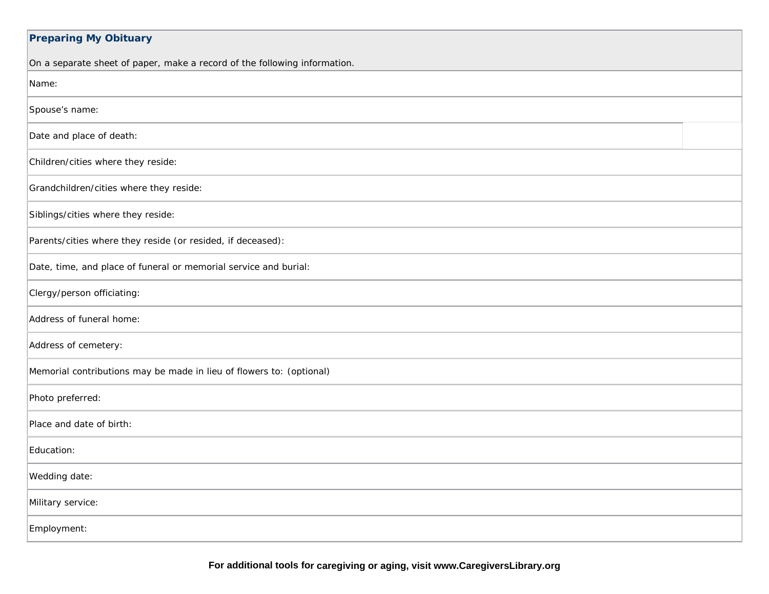## Preparing My Obituary

On a separate sheet of paper, make a record of the following information.

| Preparing My Obituary |
|---|
| Name: |
| Spouse's name: |
| Date and place of death: |
| Children/cities where they reside: |
| Grandchildren/cities where they reside: |
| Siblings/cities where they reside: |
| Parents/cities where they reside (or resided, if deceased): |
| Date, time, and place of funeral or memorial service and burial: |
| Clergy/person officiating: |
| Address of funeral home: |
| Address of cemetery: |
| Memorial contributions may be made in lieu of flowers to: (optional) |
| Photo preferred: |
| Place and date of birth: |
| Education: |
| Wedding date: |
| Military service: |
| Employment: |

**For additional tools for caregiving or aging, visit www.CaregiversLibrary.org**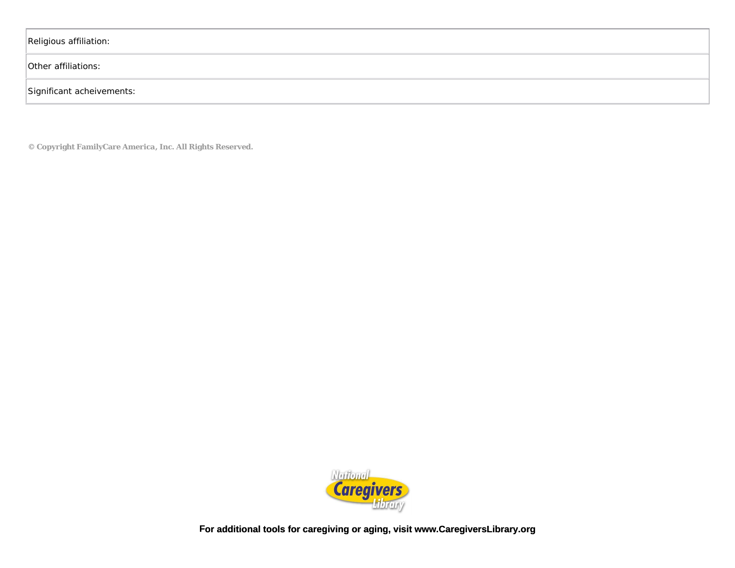| |
|---|
| Religious affiliation: |
| Other affiliations: |
| Significant acheivements: |

**© Copyright FamilyCare America, Inc. All Rights Reserved.**

**For additional tools for caregiving or aging, visit www.CaregiversLibrary.org**